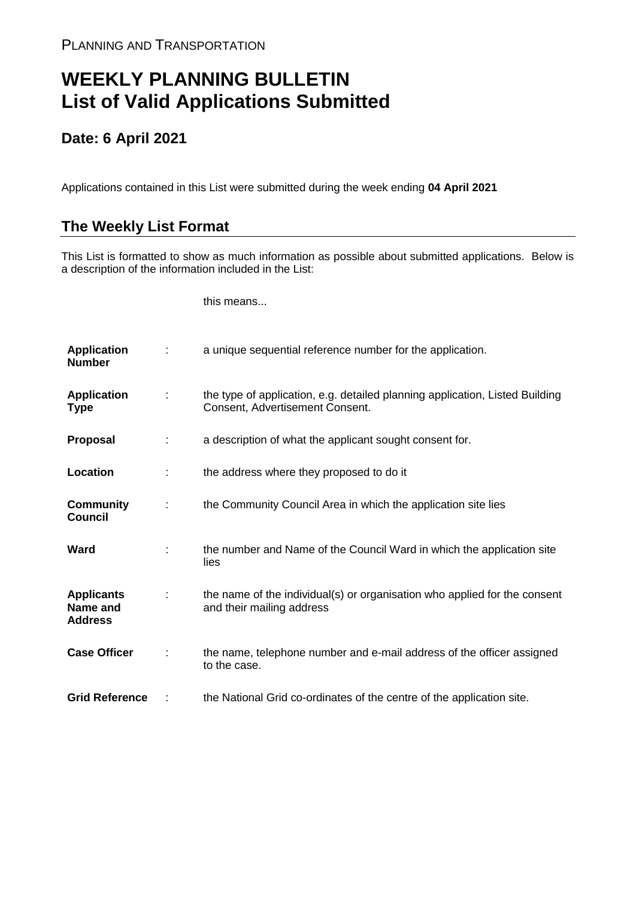PLANNING AND TRANSPORTATION

# WEEKLY PLANNING BULLETIN
# List of Valid Applications Submitted

## Date: 6 April 2021

Applications contained in this List were submitted during the week ending **04 April 2021**

## The Weekly List Format

This List is formatted to show as much information as possible about submitted applications. Below is a description of the information included in the List:

| | | this means... |
|---|---|---|
| **Application Number** | : | a unique sequential reference number for the application. |
| **Application Type** | : | the type of application, e.g. detailed planning application, Listed Building Consent, Advertisement Consent. |
| **Proposal** | : | a description of what the applicant sought consent for. |
| **Location** | : | the address where they proposed to do it |
| **Community Council** | : | the Community Council Area in which the application site lies |
| **Ward** | : | the number and Name of the Council Ward in which the application site lies |
| **Applicants Name and Address** | : | the name of the individual(s) or organisation who applied for the consent and their mailing address |
| **Case Officer** | : | the name, telephone number and e-mail address of the officer assigned to the case. |
| **Grid Reference** | : | the National Grid co-ordinates of the centre of the application site. |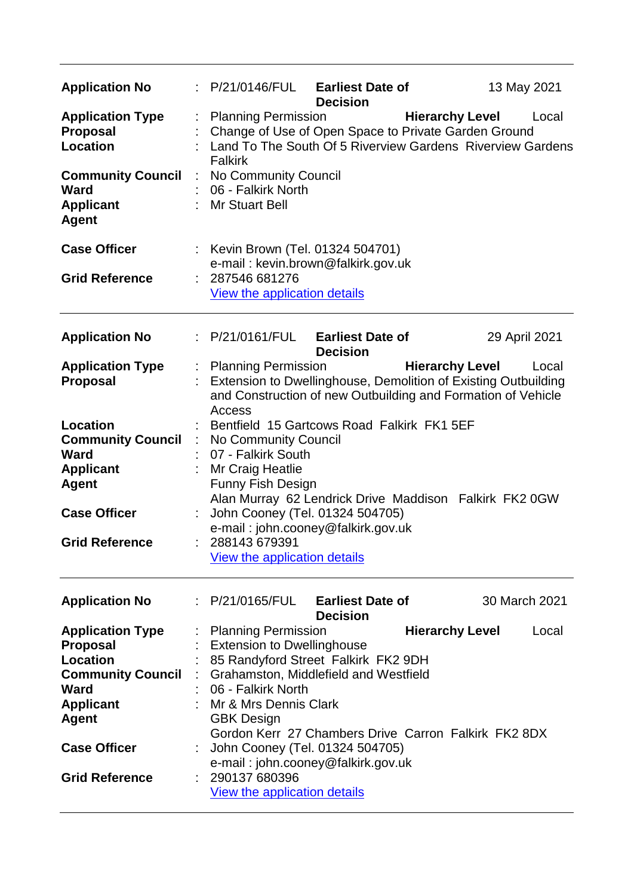| | | | | |
|---|---|---|---|---|
| **Application No** | : | P/21/0146/FUL | **Earliest Date of Decision** | 13 May 2021 |
| **Application Type** | : | Planning Permission | **Hierarchy Level** | Local |
| **Proposal** | : | Change of Use of Open Space to Private Garden Ground | | |
| **Location** | : | Land To The South Of 5 Riverview Gardens Riverview Gardens Falkirk | | |
| **Community Council** | : | No Community Council | | |
| **Ward** | : | 06 - Falkirk North | | |
| **Applicant** | : | Mr Stuart Bell | | |
| **Agent** | | | | |
| **Case Officer** | : | Kevin Brown (Tel. 01324 504701) e-mail : kevin.brown@falkirk.gov.uk | | |
| **Grid Reference** | : | 287546 681276 | | |
| | | View the application details | | |

---

| | | | | |
|---|---|---|---|---|
| **Application No** | : | P/21/0161/FUL | **Earliest Date of Decision** | 29 April 2021 |
| **Application Type** | : | Planning Permission | **Hierarchy Level** | Local |
| **Proposal** | : | Extension to Dwellinghouse, Demolition of Existing Outbuilding and Construction of new Outbuilding and Formation of Vehicle Access | | |
| **Location** | : | Bentfield 15 Gartcows Road Falkirk FK1 5EF | | |
| **Community Council** | : | No Community Council | | |
| **Ward** | : | 07 - Falkirk South | | |
| **Applicant** | : | Mr Craig Heatlie | | |
| **Agent** | | Funny Fish Design Alan Murray 62 Lendrick Drive Maddison Falkirk FK2 0GW | | |
| **Case Officer** | : | John Cooney (Tel. 01324 504705) e-mail : john.cooney@falkirk.gov.uk | | |
| **Grid Reference** | : | 288143 679391 | | |
| | | View the application details | | |

---

| | | | | |
|---|---|---|---|---|
| **Application No** | : | P/21/0165/FUL | **Earliest Date of Decision** | 30 March 2021 |
| **Application Type** | : | Planning Permission | **Hierarchy Level** | Local |
| **Proposal** | : | Extension to Dwellinghouse | | |
| **Location** | : | 85 Randyford Street Falkirk FK2 9DH | | |
| **Community Council** | : | Grahamston, Middlefield and Westfield | | |
| **Ward** | : | 06 - Falkirk North | | |
| **Applicant** | : | Mr & Mrs Dennis Clark | | |
| **Agent** | | GBK Design Gordon Kerr 27 Chambers Drive Carron Falkirk FK2 8DX | | |
| **Case Officer** | : | John Cooney (Tel. 01324 504705) e-mail : john.cooney@falkirk.gov.uk | | |
| **Grid Reference** | : | 290137 680396 | | |
| | | View the application details | | |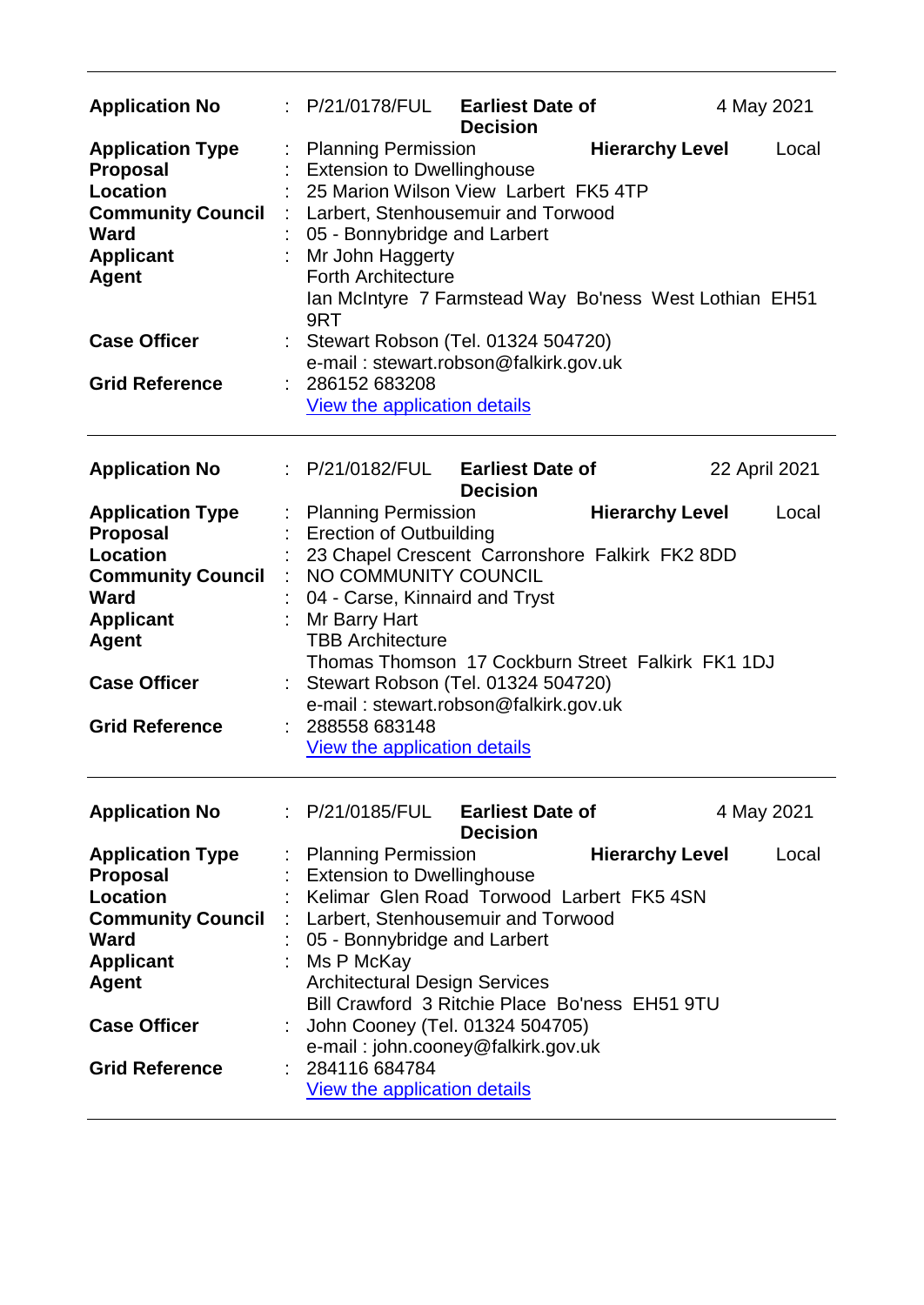| | | | | |
|---|---|---|---|---|
| **Application No** | : P/21/0178/FUL | **Earliest Date of Decision** | | 4 May 2021 |
| **Application Type** | : Planning Permission | | **Hierarchy Level** | Local |
| **Proposal** | : Extension to Dwellinghouse | | | |
| **Location** | : 25 Marion Wilson View Larbert FK5 4TP | | | |
| **Community Council** | : Larbert, Stenhousemuir and Torwood | | | |
| **Ward** | : 05 - Bonnybridge and Larbert | | | |
| **Applicant** | : Mr John Haggerty | | | |
| **Agent** | Forth Architecture<br>Ian McIntyre 7 Farmstead Way Bo'ness West Lothian EH51 9RT | | | |
| **Case Officer** | : Stewart Robson (Tel. 01324 504720)<br>e-mail : stewart.robson@falkirk.gov.uk | | | |
| **Grid Reference** | : 286152 683208<br>View the application details | | | |

| | | | | |
|---|---|---|---|---|
| **Application No** | : P/21/0182/FUL | **Earliest Date of Decision** | | 22 April 2021 |
| **Application Type** | : Planning Permission | | **Hierarchy Level** | Local |
| **Proposal** | : Erection of Outbuilding | | | |
| **Location** | : 23 Chapel Crescent Carronshore Falkirk FK2 8DD | | | |
| **Community Council** | : NO COMMUNITY COUNCIL | | | |
| **Ward** | : 04 - Carse, Kinnaird and Tryst | | | |
| **Applicant** | : Mr Barry Hart | | | |
| **Agent** | TBB Architecture<br>Thomas Thomson 17 Cockburn Street Falkirk FK1 1DJ | | | |
| **Case Officer** | : Stewart Robson (Tel. 01324 504720)<br>e-mail : stewart.robson@falkirk.gov.uk | | | |
| **Grid Reference** | : 288558 683148<br>View the application details | | | |

| | | | | |
|---|---|---|---|---|
| **Application No** | : P/21/0185/FUL | **Earliest Date of Decision** | | 4 May 2021 |
| **Application Type** | : Planning Permission | | **Hierarchy Level** | Local |
| **Proposal** | : Extension to Dwellinghouse | | | |
| **Location** | : Kelimar Glen Road Torwood Larbert FK5 4SN | | | |
| **Community Council** | : Larbert, Stenhousemuir and Torwood | | | |
| **Ward** | : 05 - Bonnybridge and Larbert | | | |
| **Applicant** | : Ms P McKay | | | |
| **Agent** | Architectural Design Services<br>Bill Crawford 3 Ritchie Place Bo'ness EH51 9TU | | | |
| **Case Officer** | : John Cooney (Tel. 01324 504705)<br>e-mail : john.cooney@falkirk.gov.uk | | | |
| **Grid Reference** | : 284116 684784<br>View the application details | | | |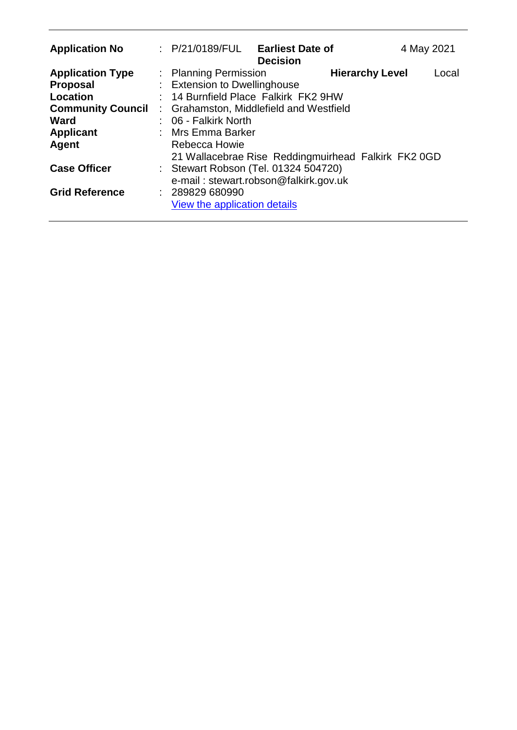| | | | | |
|---|---|---|---|---|
| **Application No** | : P/21/0189/FUL | **Earliest Date of Decision** | | 4 May 2021 |
| **Application Type** | : Planning Permission | | **Hierarchy Level** | Local |
| **Proposal** | : Extension to Dwellinghouse | | | |
| **Location** | : 14 Burnfield Place Falkirk FK2 9HW | | | |
| **Community Council** | : Grahamston, Middlefield and Westfield | | | |
| **Ward** | : 06 - Falkirk North | | | |
| **Applicant** | : Mrs Emma Barker | | | |
| **Agent** | Rebecca Howie<br>21 Wallacebrae Rise Reddingmuirhead Falkirk FK2 0GD | | | |
| **Case Officer** | : Stewart Robson (Tel. 01324 504720)<br>e-mail : stewart.robson@falkirk.gov.uk | | | |
| **Grid Reference** | : 289829 680990<br>View the application details | | | |